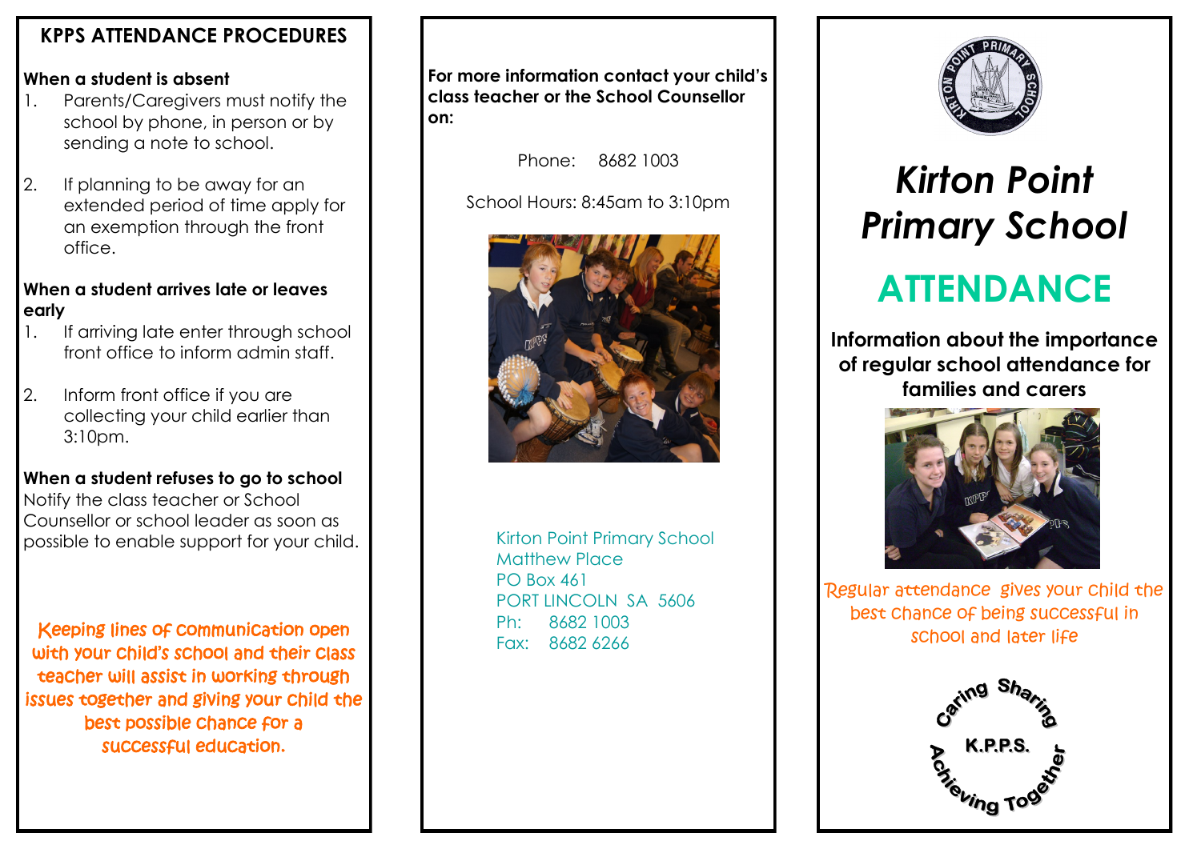## KPPS ATTENDANCE PROCEDURES

**When a student is absent**

1. Parents/Caregivers must notify the school by phone, in person or by sending a note to school.
2. If planning to be away for an extended period of time apply for an exemption through the front office.

**When a student arrives late or leaves early**

1. If arriving late enter through school front office to inform admin staff.
2. Inform front office if you are collecting your child earlier than 3:10pm.

**When a student refuses to go to school**

Notify the class teacher or School Counsellor or school leader as soon as possible to enable support for your child.

Keeping lines of communication open with your child's school and their class teacher will assist in working through issues together and giving your child the best possible chance for a successful education.

**For more information contact your child's class teacher or the School Counsellor on:**

Phone: 8682 1003

School Hours: 8:45am to 3:10pm

Kirton Point Primary School
Matthew Place
PO Box 461
PORT LINCOLN SA 5606
Ph: 8682 1003
Fax: 8682 6266

# *Kirton Point Primary School*

# ATTENDANCE

**Information about the importance of regular school attendance for families and carers**

Regular attendance gives your child the best chance of being successful in school and later life

Caring Sharing
K.P.P.S.
Achieving Together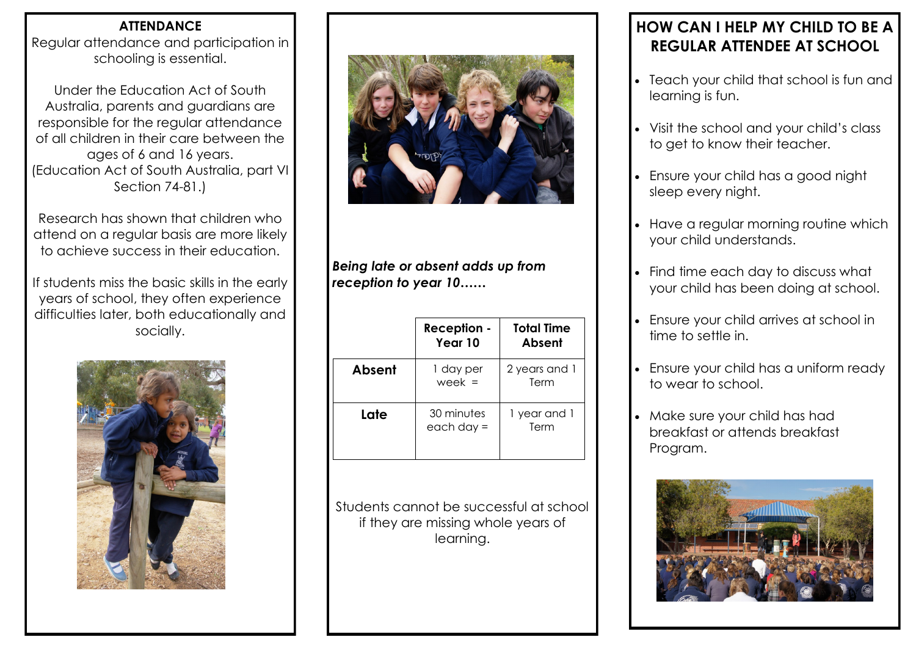## ATTENDANCE

Regular attendance and participation in schooling is essential.

Under the Education Act of South Australia, parents and guardians are responsible for the regular attendance of all children in their care between the ages of 6 and 16 years. (Education Act of South Australia, part VI Section 74-81.)

Research has shown that children who attend on a regular basis are more likely to achieve success in their education.

If students miss the basic skills in the early years of school, they often experience difficulties later, both educationally and socially.

***Being late or absent adds up from reception to year 10……***

| | Reception - Year 10 | Total Time Absent |
|---|---|---|
| **Absent** | 1 day per week = | 2 years and 1 Term |
| **Late** | 30 minutes each day = | 1 year and 1 Term |

Students cannot be successful at school if they are missing whole years of learning.

## HOW CAN I HELP MY CHILD TO BE A REGULAR ATTENDEE AT SCHOOL

- Teach your child that school is fun and learning is fun.
- Visit the school and your child's class to get to know their teacher.
- Ensure your child has a good night sleep every night.
- Have a regular morning routine which your child understands.
- Find time each day to discuss what your child has been doing at school.
- Ensure your child arrives at school in time to settle in.
- Ensure your child has a uniform ready to wear to school.
- Make sure your child has had breakfast or attends breakfast Program.